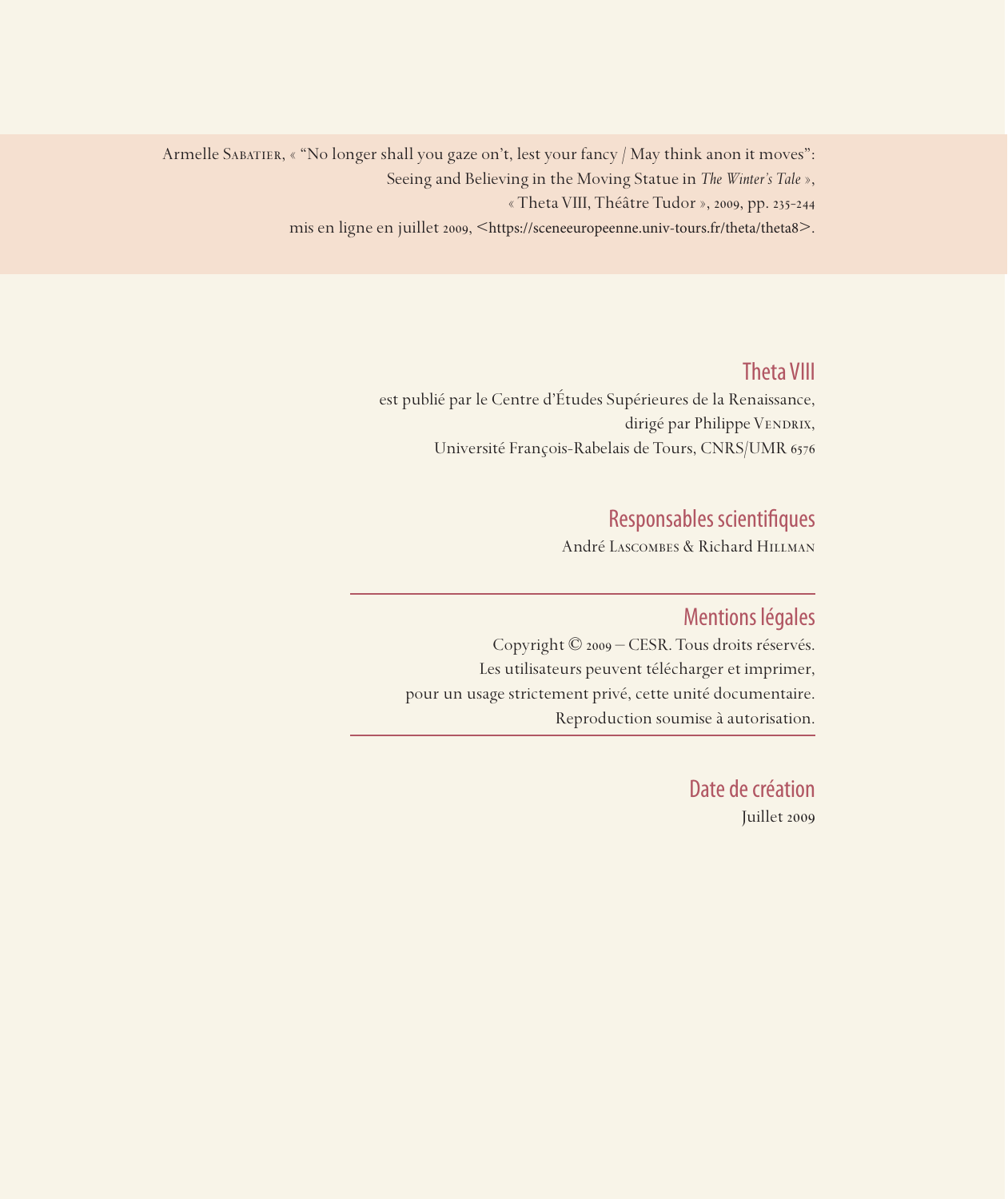Armelle Sabatier, « "No longer shall you gaze on't, lest your fancy / May think anon it moves": Seeing and Believing in the Moving Statue in *The Winter's Tale* »,
« Theta VIII, Théâtre Tudor », 2009, pp. 235-244
mis en ligne en juillet 2009, <https://sceneeuropeenne.univ-tours.fr/theta/theta8>.

## Theta VIII

est publié par le Centre d'Études Supérieures de la Renaissance,
dirigé par Philippe Vendrix,
Université François-Rabelais de Tours, CNRS/UMR 6576

## Responsables scientifiques

André Lascombes & Richard Hillman

## Mentions légales

Copyright © 2009 – CESR. Tous droits réservés.
Les utilisateurs peuvent télécharger et imprimer,
pour un usage strictement privé, cette unité documentaire.
Reproduction soumise à autorisation.

## Date de création

Juillet 2009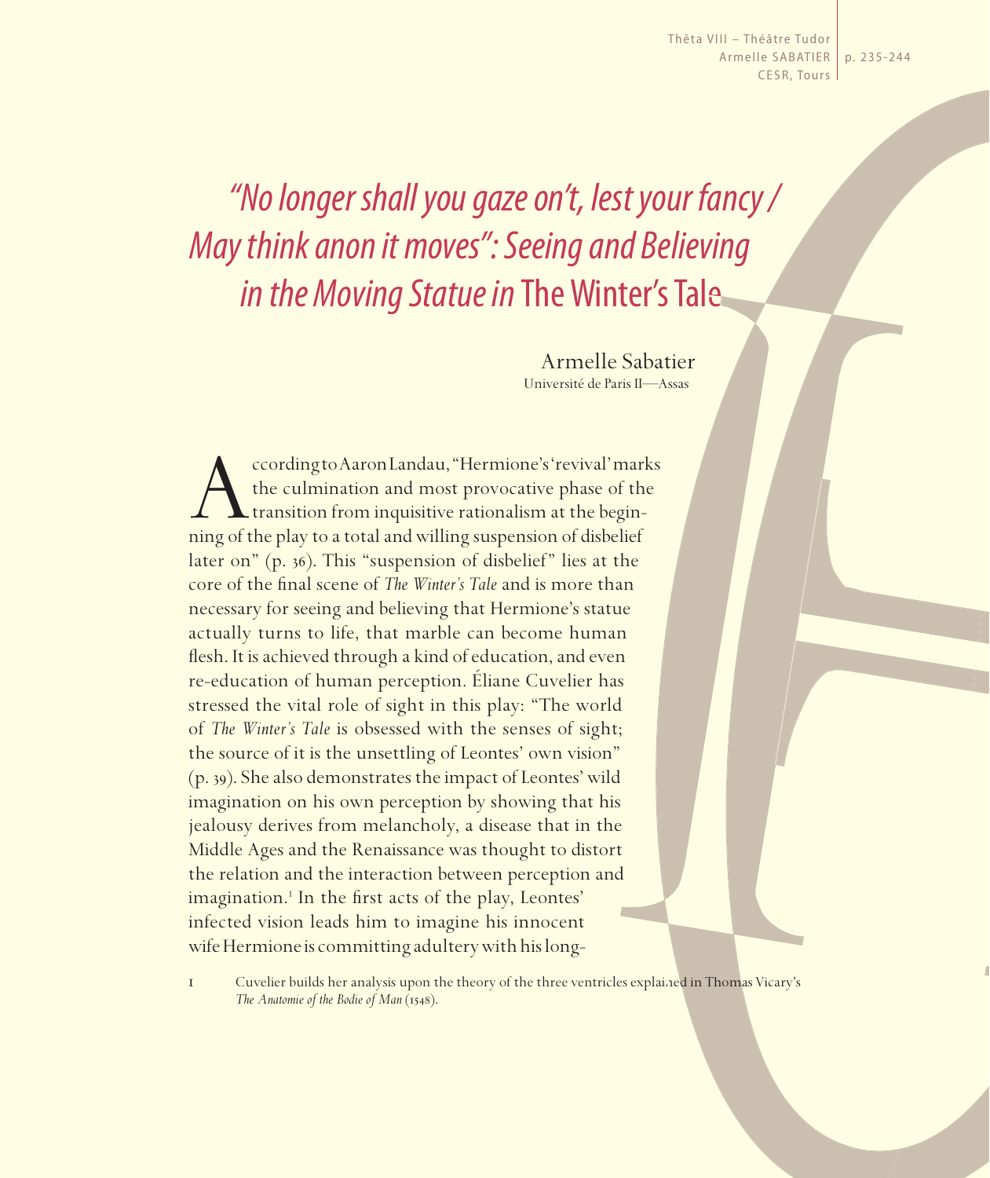# *"No longer shall you gaze on't, lest your fancy / May think anon it moves": Seeing and Believing in the Moving Statue in* The Winter's Tale

Armelle Sabatier
Université de Paris II—Assas

According to Aaron Landau, "Hermione's 'revival' marks the culmination and most provocative phase of the transition from inquisitive rationalism at the beginning of the play to a total and willing suspension of disbelief later on" (p. 36). This "suspension of disbelief" lies at the core of the final scene of *The Winter's Tale* and is more than necessary for seeing and believing that Hermione's statue actually turns to life, that marble can become human flesh. It is achieved through a kind of education, and even re-education of human perception. Éliane Cuvelier has stressed the vital role of sight in this play: "The world of *The Winter's Tale* is obsessed with the senses of sight; the source of it is the unsettling of Leontes' own vision" (p. 39). She also demonstrates the impact of Leontes' wild imagination on his own perception by showing that his jealousy derives from melancholy, a disease that in the Middle Ages and the Renaissance was thought to distort the relation and the interaction between perception and imagination.[1] In the first acts of the play, Leontes' infected vision leads him to imagine his innocent wife Hermione is committing adultery with his long-

1 Cuvelier builds her analysis upon the theory of the three ventricles explained in Thomas Vicary's *The Anatomie of the Bodie of Man* (1548).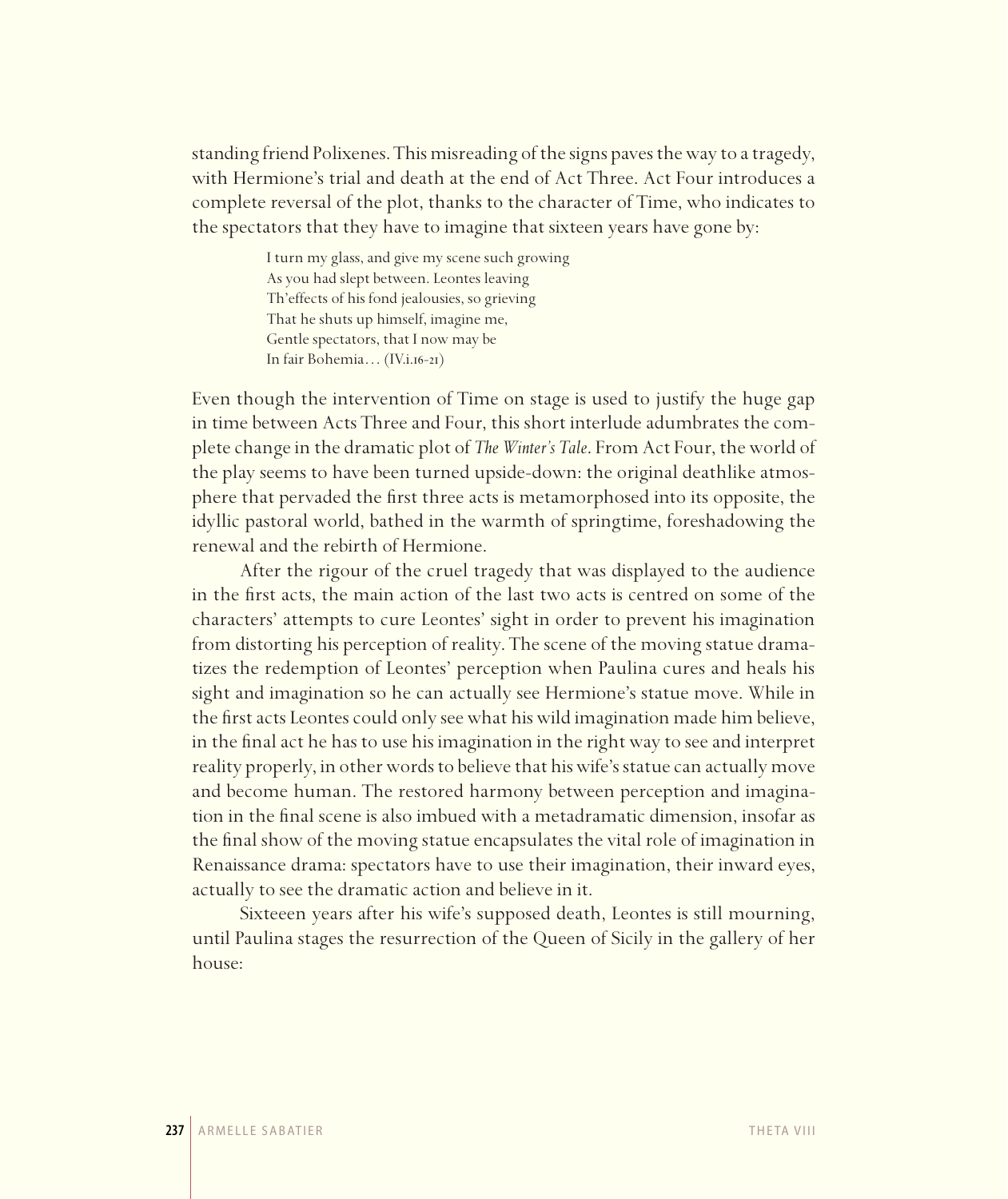standing friend Polixenes. This misreading of the signs paves the way to a tragedy, with Hermione's trial and death at the end of Act Three. Act Four introduces a complete reversal of the plot, thanks to the character of Time, who indicates to the spectators that they have to imagine that sixteen years have gone by:

> I turn my glass, and give my scene such growing
> As you had slept between. Leontes leaving
> Th'effects of his fond jealousies, so grieving
> That he shuts up himself, imagine me,
> Gentle spectators, that I now may be
> In fair Bohemia… (IV.i.16-21)

Even though the intervention of Time on stage is used to justify the huge gap in time between Acts Three and Four, this short interlude adumbrates the complete change in the dramatic plot of *The Winter's Tale*. From Act Four, the world of the play seems to have been turned upside-down: the original deathlike atmosphere that pervaded the first three acts is metamorphosed into its opposite, the idyllic pastoral world, bathed in the warmth of springtime, foreshadowing the renewal and the rebirth of Hermione.

After the rigour of the cruel tragedy that was displayed to the audience in the first acts, the main action of the last two acts is centred on some of the characters' attempts to cure Leontes' sight in order to prevent his imagination from distorting his perception of reality. The scene of the moving statue dramatizes the redemption of Leontes' perception when Paulina cures and heals his sight and imagination so he can actually see Hermione's statue move. While in the first acts Leontes could only see what his wild imagination made him believe, in the final act he has to use his imagination in the right way to see and interpret reality properly, in other words to believe that his wife's statue can actually move and become human. The restored harmony between perception and imagination in the final scene is also imbued with a metadramatic dimension, insofar as the final show of the moving statue encapsulates the vital role of imagination in Renaissance drama: spectators have to use their imagination, their inward eyes, actually to see the dramatic action and believe in it.

Sixteeen years after his wife's supposed death, Leontes is still mourning, until Paulina stages the resurrection of the Queen of Sicily in the gallery of her house: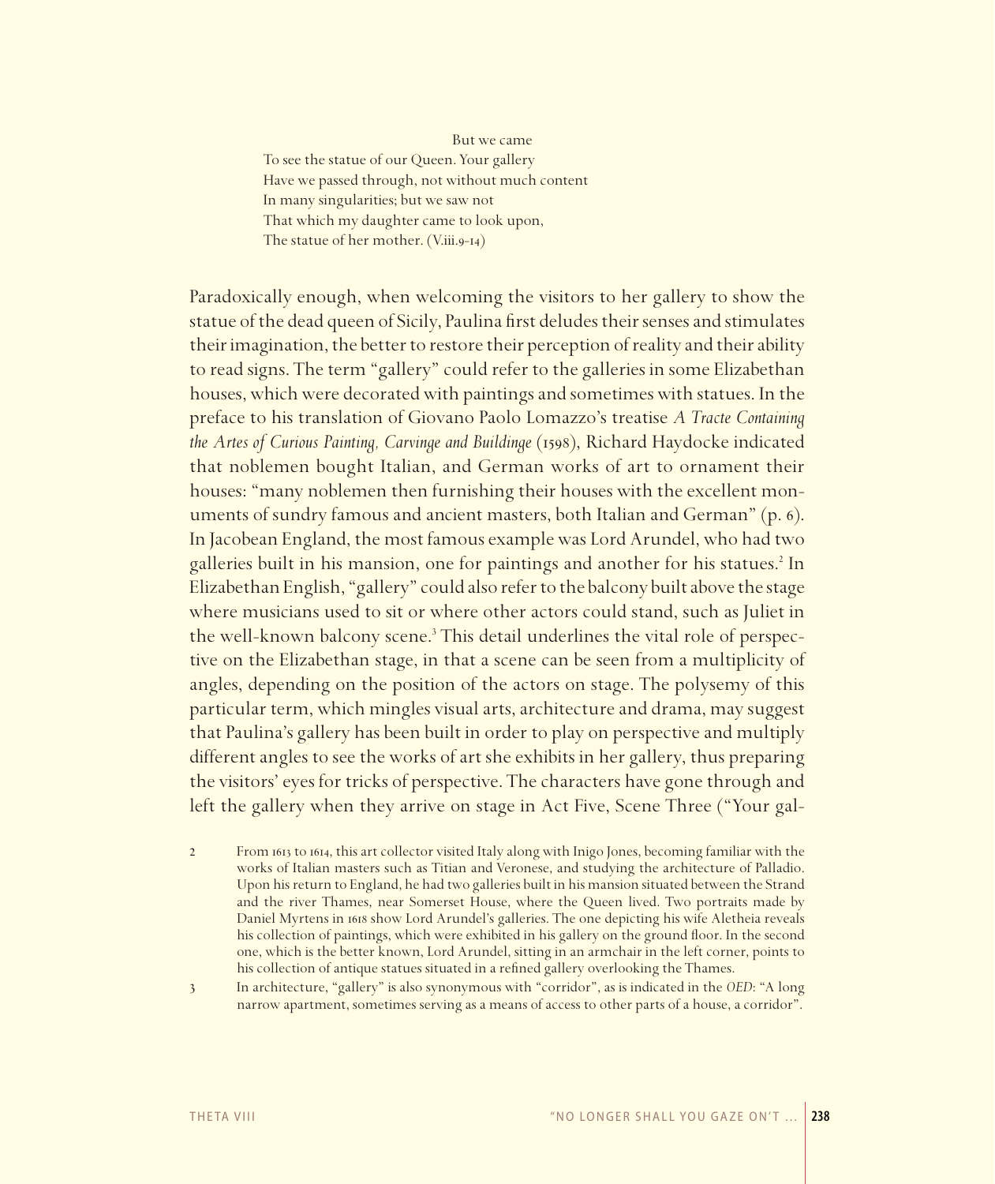But we came
To see the statue of our Queen. Your gallery
Have we passed through, not without much content
In many singularities; but we saw not
That which my daughter came to look upon,
The statue of her mother. (V.iii.9-14)

Paradoxically enough, when welcoming the visitors to her gallery to show the statue of the dead queen of Sicily, Paulina first deludes their senses and stimulates their imagination, the better to restore their perception of reality and their ability to read signs. The term "gallery" could refer to the galleries in some Elizabethan houses, which were decorated with paintings and sometimes with statues. In the preface to his translation of Giovano Paolo Lomazzo's treatise *A Tracte Containing the Artes of Curious Painting, Carvinge and Buildinge* (1598), Richard Haydocke indicated that noblemen bought Italian, and German works of art to ornament their houses: "many noblemen then furnishing their houses with the excellent monuments of sundry famous and ancient masters, both Italian and German" (p. 6). In Jacobean England, the most famous example was Lord Arundel, who had two galleries built in his mansion, one for paintings and another for his statues.[2] In Elizabethan English, "gallery" could also refer to the balcony built above the stage where musicians used to sit or where other actors could stand, such as Juliet in the well-known balcony scene.[3] This detail underlines the vital role of perspective on the Elizabethan stage, in that a scene can be seen from a multiplicity of angles, depending on the position of the actors on stage. The polysemy of this particular term, which mingles visual arts, architecture and drama, may suggest that Paulina's gallery has been built in order to play on perspective and multiply different angles to see the works of art she exhibits in her gallery, thus preparing the visitors' eyes for tricks of perspective. The characters have gone through and left the gallery when they arrive on stage in Act Five, Scene Three ("Your gal-

2 From 1613 to 1614, this art collector visited Italy along with Inigo Jones, becoming familiar with the works of Italian masters such as Titian and Veronese, and studying the architecture of Palladio. Upon his return to England, he had two galleries built in his mansion situated between the Strand and the river Thames, near Somerset House, where the Queen lived. Two portraits made by Daniel Myrtens in 1618 show Lord Arundel's galleries. The one depicting his wife Aletheia reveals his collection of paintings, which were exhibited in his gallery on the ground floor. In the second one, which is the better known, Lord Arundel, sitting in an armchair in the left corner, points to his collection of antique statues situated in a refined gallery overlooking the Thames.

3 In architecture, "gallery" is also synonymous with "corridor", as is indicated in the *OED*: "A long narrow apartment, sometimes serving as a means of access to other parts of a house, a corridor".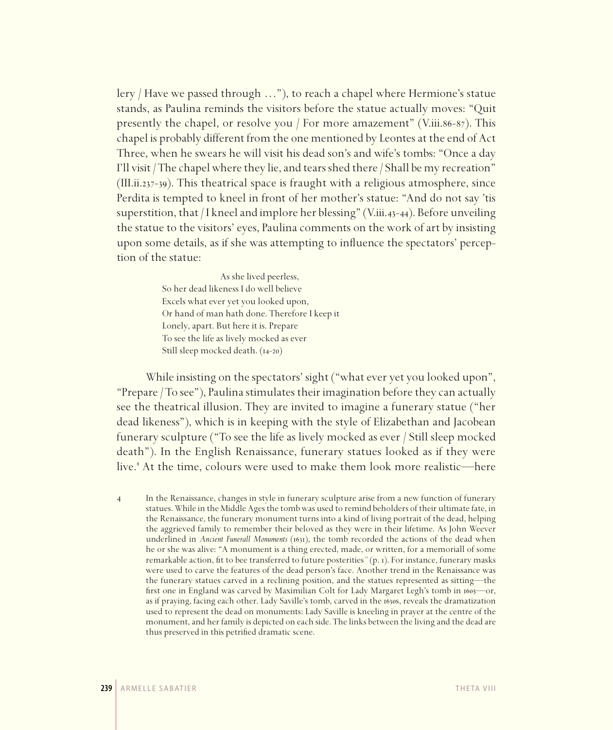lery / Have we passed through …"), to reach a chapel where Hermione's statue stands, as Paulina reminds the visitors before the statue actually moves: "Quit presently the chapel, or resolve you / For more amazement" (V.iii.86-87). This chapel is probably different from the one mentioned by Leontes at the end of Act Three, when he swears he will visit his dead son's and wife's tombs: "Once a day I'll visit / The chapel where they lie, and tears shed there / Shall be my recreation" (III.ii.237-39). This theatrical space is fraught with a religious atmosphere, since Perdita is tempted to kneel in front of her mother's statue: "And do not say 'tis superstition, that / I kneel and implore her blessing" (V.iii.43-44). Before unveiling the statue to the visitors' eyes, Paulina comments on the work of art by insisting upon some details, as if she was attempting to influence the spectators' perception of the statue:

> As she lived peerless,
> So her dead likeness I do well believe
> Excels what ever yet you looked upon,
> Or hand of man hath done. Therefore I keep it
> Lonely, apart. But here it is. Prepare
> To see the life as lively mocked as ever
> Still sleep mocked death. (14-20)

While insisting on the spectators' sight ("what ever yet you looked upon", "Prepare / To see"), Paulina stimulates their imagination before they can actually see the theatrical illusion. They are invited to imagine a funerary statue ("her dead likeness"), which is in keeping with the style of Elizabethan and Jacobean funerary sculpture ("To see the life as lively mocked as ever / Still sleep mocked death"). In the English Renaissance, funerary statues looked as if they were live.[4] At the time, colours were used to make them look more realistic—here

4 In the Renaissance, changes in style in funerary sculpture arise from a new function of funerary statues. While in the Middle Ages the tomb was used to remind beholders of their ultimate fate, in the Renaissance, the funerary monument turns into a kind of living portrait of the dead, helping the aggrieved family to remember their beloved as they were in their lifetime. As John Weever underlined in *Ancient Funerall Monuments* (1631), the tomb recorded the actions of the dead when he or she was alive: "A monument is a thing erected, made, or written, for a memoriall of some remarkable action, fit to bee transferred to future posterities" (p. 1). For instance, funerary masks were used to carve the features of the dead person's face. Another trend in the Renaissance was the funerary statues carved in a reclining position, and the statues represented as sitting—the first one in England was carved by Maximilian Colt for Lady Margaret Legh's tomb in 1605—or, as if praying, facing each other. Lady Saville's tomb, carved in the 1630s, reveals the dramatization used to represent the dead on monuments: Lady Saville is kneeling in prayer at the centre of the monument, and her family is depicted on each side. The links between the living and the dead are thus preserved in this petrified dramatic scene.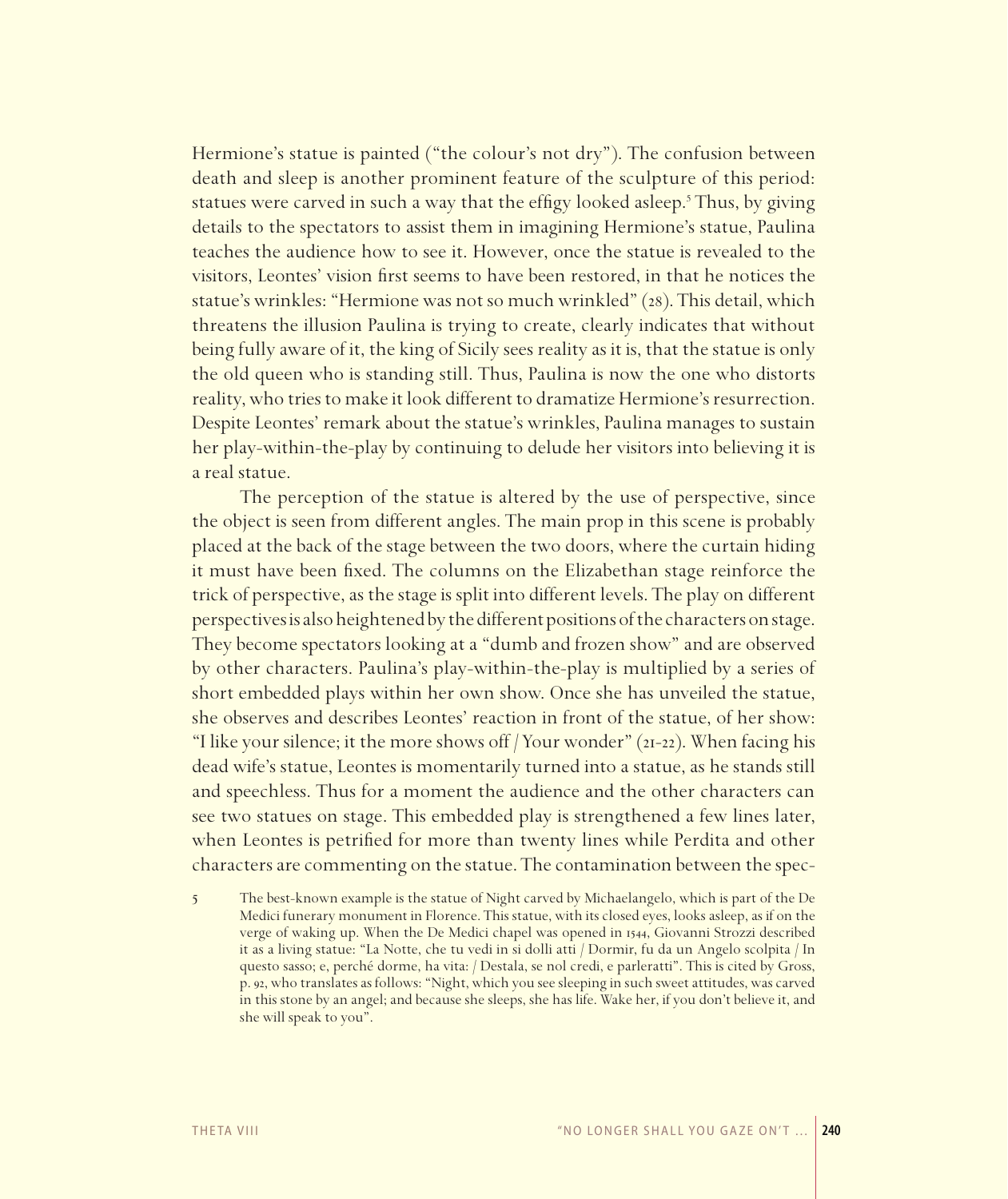Hermione's statue is painted ("the colour's not dry"). The confusion between death and sleep is another prominent feature of the sculpture of this period: statues were carved in such a way that the effigy looked asleep.[5] Thus, by giving details to the spectators to assist them in imagining Hermione's statue, Paulina teaches the audience how to see it. However, once the statue is revealed to the visitors, Leontes' vision first seems to have been restored, in that he notices the statue's wrinkles: "Hermione was not so much wrinkled" (28). This detail, which threatens the illusion Paulina is trying to create, clearly indicates that without being fully aware of it, the king of Sicily sees reality as it is, that the statue is only the old queen who is standing still. Thus, Paulina is now the one who distorts reality, who tries to make it look different to dramatize Hermione's resurrection. Despite Leontes' remark about the statue's wrinkles, Paulina manages to sustain her play-within-the-play by continuing to delude her visitors into believing it is a real statue.

The perception of the statue is altered by the use of perspective, since the object is seen from different angles. The main prop in this scene is probably placed at the back of the stage between the two doors, where the curtain hiding it must have been fixed. The columns on the Elizabethan stage reinforce the trick of perspective, as the stage is split into different levels. The play on different perspectives is also heightened by the different positions of the characters on stage. They become spectators looking at a "dumb and frozen show" and are observed by other characters. Paulina's play-within-the-play is multiplied by a series of short embedded plays within her own show. Once she has unveiled the statue, she observes and describes Leontes' reaction in front of the statue, of her show: "I like your silence; it the more shows off / Your wonder" (21-22). When facing his dead wife's statue, Leontes is momentarily turned into a statue, as he stands still and speechless. Thus for a moment the audience and the other characters can see two statues on stage. This embedded play is strengthened a few lines later, when Leontes is petrified for more than twenty lines while Perdita and other characters are commenting on the statue. The contamination between the spec-

5 The best-known example is the statue of Night carved by Michaelangelo, which is part of the De Medici funerary monument in Florence. This statue, with its closed eyes, looks asleep, as if on the verge of waking up. When the De Medici chapel was opened in 1544, Giovanni Strozzi described it as a living statue: "La Notte, che tu vedi in si dolli atti / Dormir, fu da un Angelo scolpita / In questo sasso; e, perché dorme, ha vita: / Destala, se nol credi, e parleratti". This is cited by Gross, p. 92, who translates as follows: "Night, which you see sleeping in such sweet attitudes, was carved in this stone by an angel; and because she sleeps, she has life. Wake her, if you don't believe it, and she will speak to you".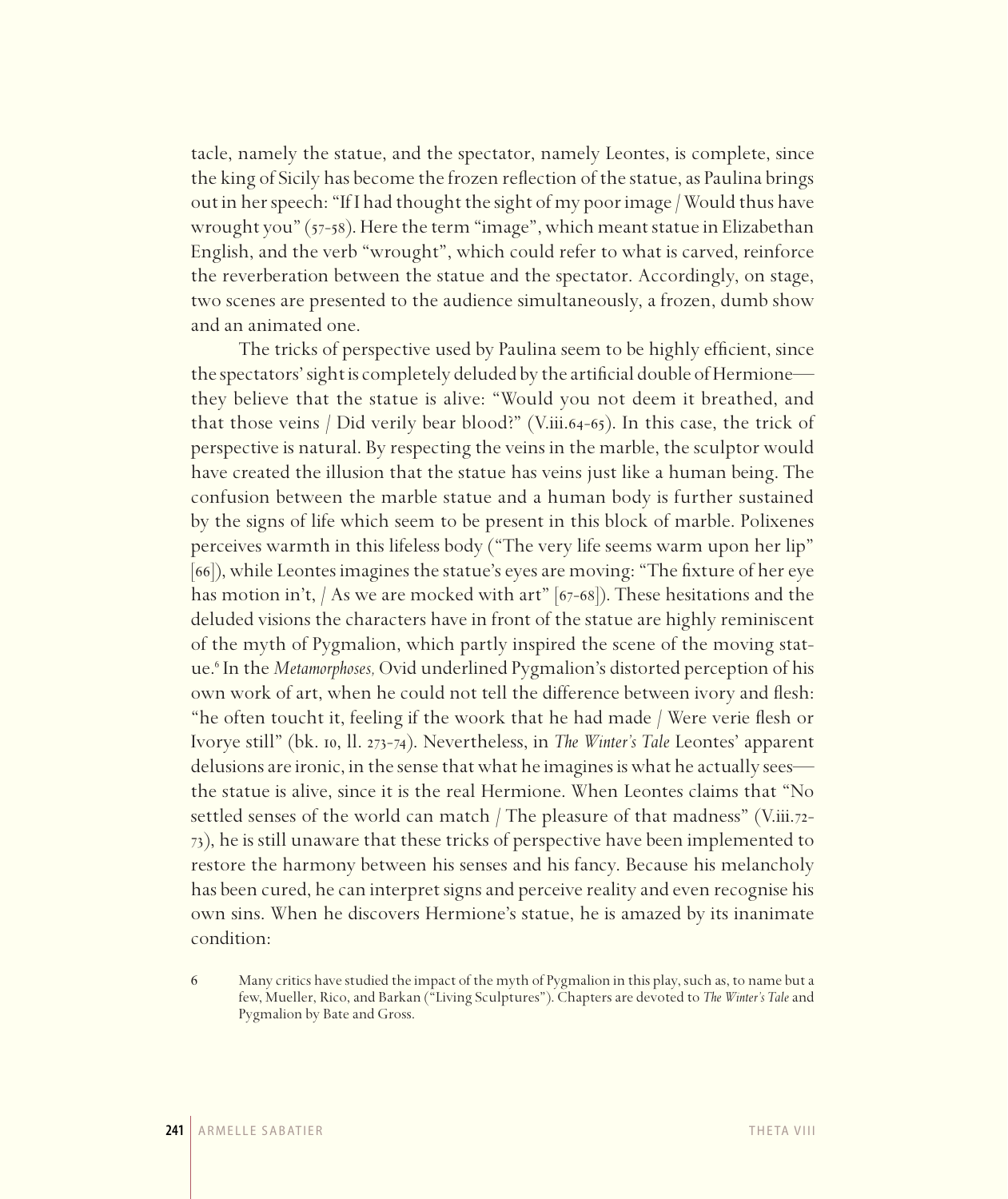tacle, namely the statue, and the spectator, namely Leontes, is complete, since the king of Sicily has become the frozen reflection of the statue, as Paulina brings out in her speech: "If I had thought the sight of my poor image / Would thus have wrought you" (57-58). Here the term "image", which meant statue in Elizabethan English, and the verb "wrought", which could refer to what is carved, reinforce the reverberation between the statue and the spectator. Accordingly, on stage, two scenes are presented to the audience simultaneously, a frozen, dumb show and an animated one.

The tricks of perspective used by Paulina seem to be highly efficient, since the spectators' sight is completely deluded by the artificial double of Hermione—they believe that the statue is alive: "Would you not deem it breathed, and that those veins / Did verily bear blood?" (V.iii.64-65). In this case, the trick of perspective is natural. By respecting the veins in the marble, the sculptor would have created the illusion that the statue has veins just like a human being. The confusion between the marble statue and a human body is further sustained by the signs of life which seem to be present in this block of marble. Polixenes perceives warmth in this lifeless body ("The very life seems warm upon her lip" [66]), while Leontes imagines the statue's eyes are moving: "The fixture of her eye has motion in't, / As we are mocked with art" [67-68]). These hesitations and the deluded visions the characters have in front of the statue are highly reminiscent of the myth of Pygmalion, which partly inspired the scene of the moving statue.[6] In the *Metamorphoses,* Ovid underlined Pygmalion's distorted perception of his own work of art, when he could not tell the difference between ivory and flesh: "he often toucht it, feeling if the woork that he had made / Were verie flesh or Ivorye still" (bk. 10, ll. 273-74). Nevertheless, in *The Winter's Tale* Leontes' apparent delusions are ironic, in the sense that what he imagines is what he actually sees—the statue is alive, since it is the real Hermione. When Leontes claims that "No settled senses of the world can match / The pleasure of that madness" (V.iii.72-73), he is still unaware that these tricks of perspective have been implemented to restore the harmony between his senses and his fancy. Because his melancholy has been cured, he can interpret signs and perceive reality and even recognise his own sins. When he discovers Hermione's statue, he is amazed by its inanimate condition:

6 Many critics have studied the impact of the myth of Pygmalion in this play, such as, to name but a few, Mueller, Rico, and Barkan ("Living Sculptures"). Chapters are devoted to *The Winter's Tale* and Pygmalion by Bate and Gross.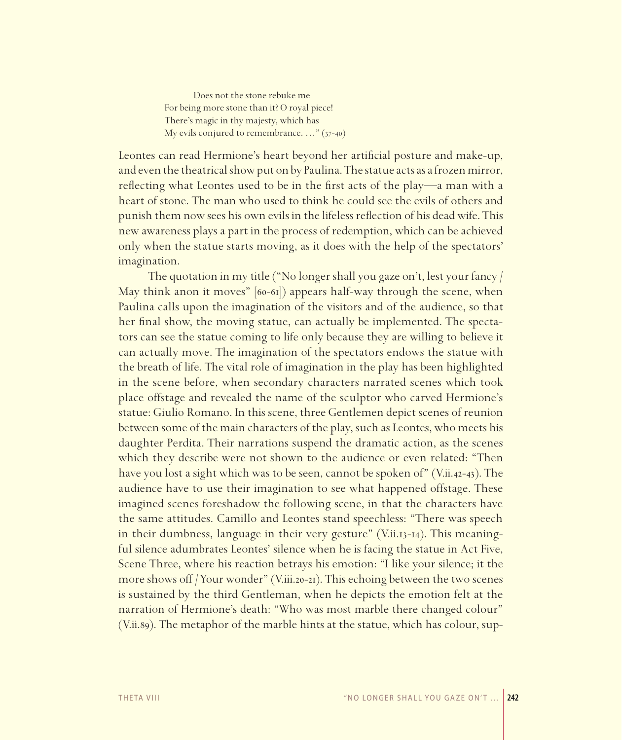> Does not the stone rebuke me
> For being more stone than it? O royal piece!
> There's magic in thy majesty, which has
> My evils conjured to remembrance. …" (37-40)

Leontes can read Hermione's heart beyond her artificial posture and make-up, and even the theatrical show put on by Paulina. The statue acts as a frozen mirror, reflecting what Leontes used to be in the first acts of the play—a man with a heart of stone. The man who used to think he could see the evils of others and punish them now sees his own evils in the lifeless reflection of his dead wife. This new awareness plays a part in the process of redemption, which can be achieved only when the statue starts moving, as it does with the help of the spectators' imagination.

The quotation in my title ("No longer shall you gaze on't, lest your fancy / May think anon it moves" [60-61]) appears half-way through the scene, when Paulina calls upon the imagination of the visitors and of the audience, so that her final show, the moving statue, can actually be implemented. The spectators can see the statue coming to life only because they are willing to believe it can actually move. The imagination of the spectators endows the statue with the breath of life. The vital role of imagination in the play has been highlighted in the scene before, when secondary characters narrated scenes which took place offstage and revealed the name of the sculptor who carved Hermione's statue: Giulio Romano. In this scene, three Gentlemen depict scenes of reunion between some of the main characters of the play, such as Leontes, who meets his daughter Perdita. Their narrations suspend the dramatic action, as the scenes which they describe were not shown to the audience or even related: "Then have you lost a sight which was to be seen, cannot be spoken of" (V.ii.42-43). The audience have to use their imagination to see what happened offstage. These imagined scenes foreshadow the following scene, in that the characters have the same attitudes. Camillo and Leontes stand speechless: "There was speech in their dumbness, language in their very gesture" (V.ii.13-14). This meaningful silence adumbrates Leontes' silence when he is facing the statue in Act Five, Scene Three, where his reaction betrays his emotion: "I like your silence; it the more shows off / Your wonder" (V.iii.20-21). This echoing between the two scenes is sustained by the third Gentleman, when he depicts the emotion felt at the narration of Hermione's death: "Who was most marble there changed colour" (V.ii.89). The metaphor of the marble hints at the statue, which has colour, sup-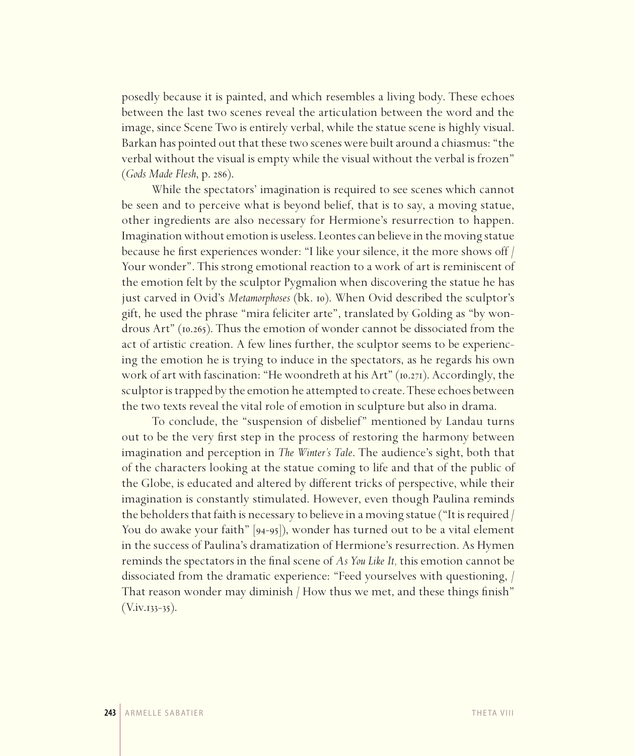posedly because it is painted, and which resembles a living body. These echoes between the last two scenes reveal the articulation between the word and the image, since Scene Two is entirely verbal, while the statue scene is highly visual. Barkan has pointed out that these two scenes were built around a chiasmus: "the verbal without the visual is empty while the visual without the verbal is frozen" (*Gods Made Flesh*, p. 286).

While the spectators' imagination is required to see scenes which cannot be seen and to perceive what is beyond belief, that is to say, a moving statue, other ingredients are also necessary for Hermione's resurrection to happen. Imagination without emotion is useless. Leontes can believe in the moving statue because he first experiences wonder: "I like your silence, it the more shows off / Your wonder". This strong emotional reaction to a work of art is reminiscent of the emotion felt by the sculptor Pygmalion when discovering the statue he has just carved in Ovid's *Metamorphoses* (bk. 10). When Ovid described the sculptor's gift, he used the phrase "mira feliciter arte", translated by Golding as "by wondrous Art" (10.265). Thus the emotion of wonder cannot be dissociated from the act of artistic creation. A few lines further, the sculptor seems to be experiencing the emotion he is trying to induce in the spectators, as he regards his own work of art with fascination: "He woondreth at his Art" (10.271). Accordingly, the sculptor is trapped by the emotion he attempted to create. These echoes between the two texts reveal the vital role of emotion in sculpture but also in drama.

To conclude, the "suspension of disbelief" mentioned by Landau turns out to be the very first step in the process of restoring the harmony between imagination and perception in *The Winter's Tale*. The audience's sight, both that of the characters looking at the statue coming to life and that of the public of the Globe, is educated and altered by different tricks of perspective, while their imagination is constantly stimulated. However, even though Paulina reminds the beholders that faith is necessary to believe in a moving statue ("It is required / You do awake your faith" [94-95]), wonder has turned out to be a vital element in the success of Paulina's dramatization of Hermione's resurrection. As Hymen reminds the spectators in the final scene of *As You Like It,* this emotion cannot be dissociated from the dramatic experience: "Feed yourselves with questioning, / That reason wonder may diminish / How thus we met, and these things finish" (V.iv.133-35).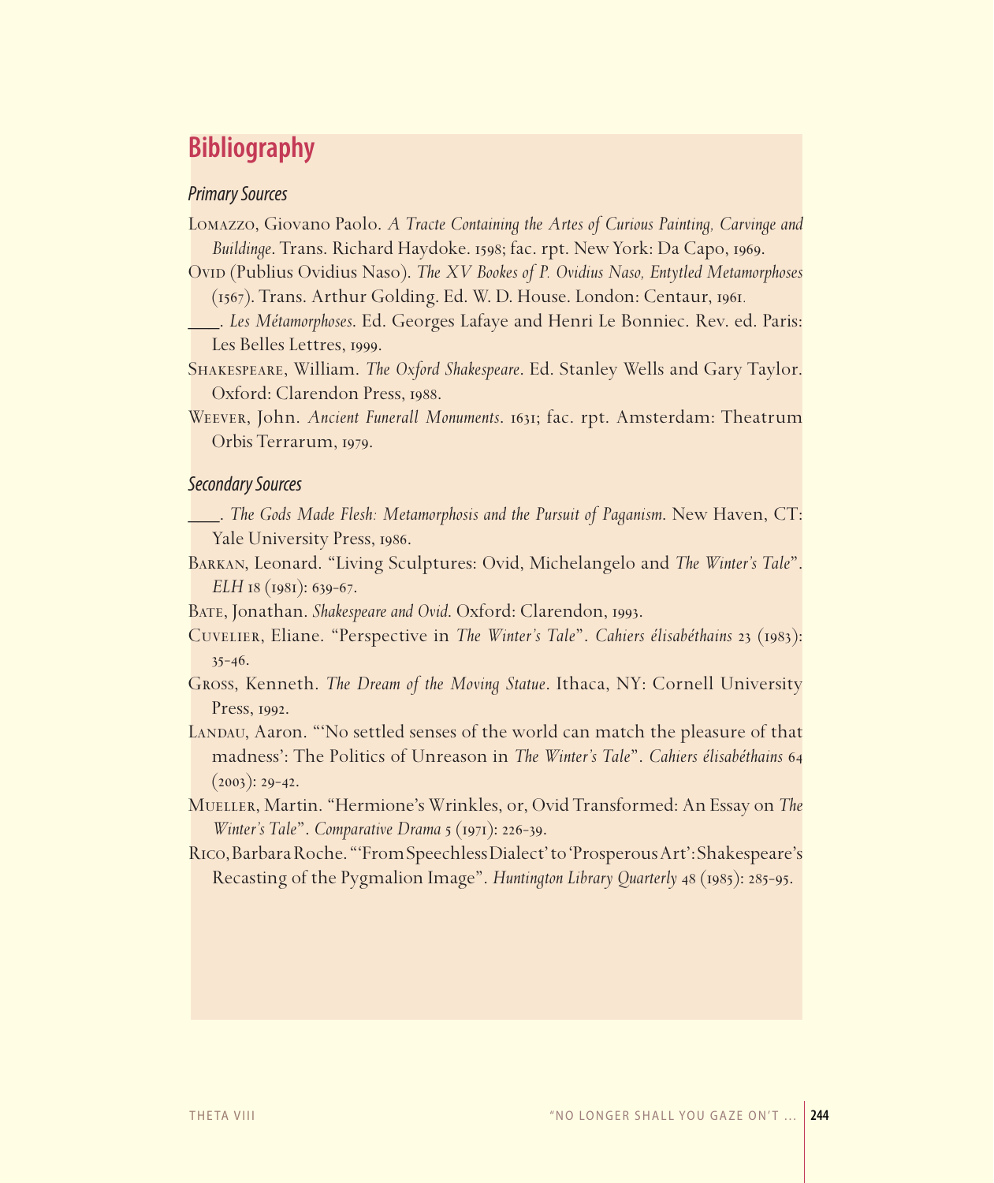## Bibliography

### *Primary Sources*

LOMAZZO, Giovano Paolo. *A Tracte Containing the Artes of Curious Painting, Carvinge and Buildinge*. Trans. Richard Haydoke. 1598; fac. rpt. New York: Da Capo, 1969.

OVID (Publius Ovidius Naso). *The XV Bookes of P. Ovidius Naso, Entytled Metamorphoses* (1567). Trans. Arthur Golding. Ed. W. D. House. London: Centaur, 1961.

\_\_\_\_. *Les Métamorphoses*. Ed. Georges Lafaye and Henri Le Bonniec. Rev. ed. Paris: Les Belles Lettres, 1999.

SHAKESPEARE, William. *The Oxford Shakespeare*. Ed. Stanley Wells and Gary Taylor. Oxford: Clarendon Press, 1988.

WEEVER, John. *Ancient Funerall Monuments*. 1631; fac. rpt. Amsterdam: Theatrum Orbis Terrarum, 1979.

### *Secondary Sources*

\_\_\_\_. *The Gods Made Flesh: Metamorphosis and the Pursuit of Paganism*. New Haven, CT: Yale University Press, 1986.

BARKAN, Leonard. "Living Sculptures: Ovid, Michelangelo and *The Winter's Tale*". *ELH* 18 (1981): 639-67.

BATE, Jonathan. *Shakespeare and Ovid*. Oxford: Clarendon, 1993.

CUVELIER, Eliane. "Perspective in *The Winter's Tale*". *Cahiers élisabéthains* 23 (1983): 35-46.

GROSS, Kenneth. *The Dream of the Moving Statue*. Ithaca, NY: Cornell University Press, 1992.

LANDAU, Aaron. "'No settled senses of the world can match the pleasure of that madness': The Politics of Unreason in *The Winter's Tale*". *Cahiers élisabéthains* 64 (2003): 29-42.

MUELLER, Martin. "Hermione's Wrinkles, or, Ovid Transformed: An Essay on *The Winter's Tale*". *Comparative Drama* 5 (1971): 226-39.

RICO, Barbara Roche. "'From Speechless Dialect' to 'Prosperous Art': Shakespeare's Recasting of the Pygmalion Image". *Huntington Library Quarterly* 48 (1985): 285-95.